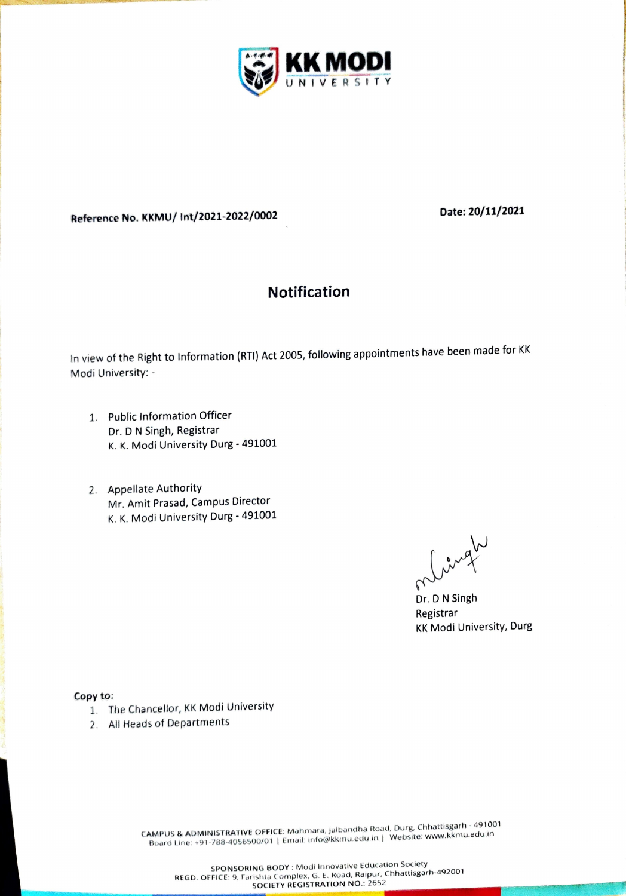**KK MODI**
UNIVERSITY

**Reference No. KKMU/ Int/2021-2022/0002** **Date: 20/11/2021**

## Notification

In view of the Right to Information (RTI) Act 2005, following appointments have been made for KK Modi University: -

1. Public Information Officer
   Dr. D N Singh, Registrar
   K. K. Modi University Durg - 491001

2. Appellate Authority
   Mr. Amit Prasad, Campus Director
   K. K. Modi University Durg - 491001

Dr. D N Singh
Registrar
KK Modi University, Durg

**Copy to:**

1. The Chancellor, KK Modi University
2. All Heads of Departments

CAMPUS & ADMINISTRATIVE OFFICE: Mahmara, Jalbandha Road, Durg, Chhattisgarh - 491001
Board Line: +91-788-4056500/01 | Email: info@kkmu.edu.in | Website: www.kkmu.edu.in

SPONSORING BODY : Modi Innovative Education Society
REGD. OFFICE: 9, Farishta Complex, G. E. Road, Raipur, Chhattisgarh-492001
SOCIETY REGISTRATION NO.: 2652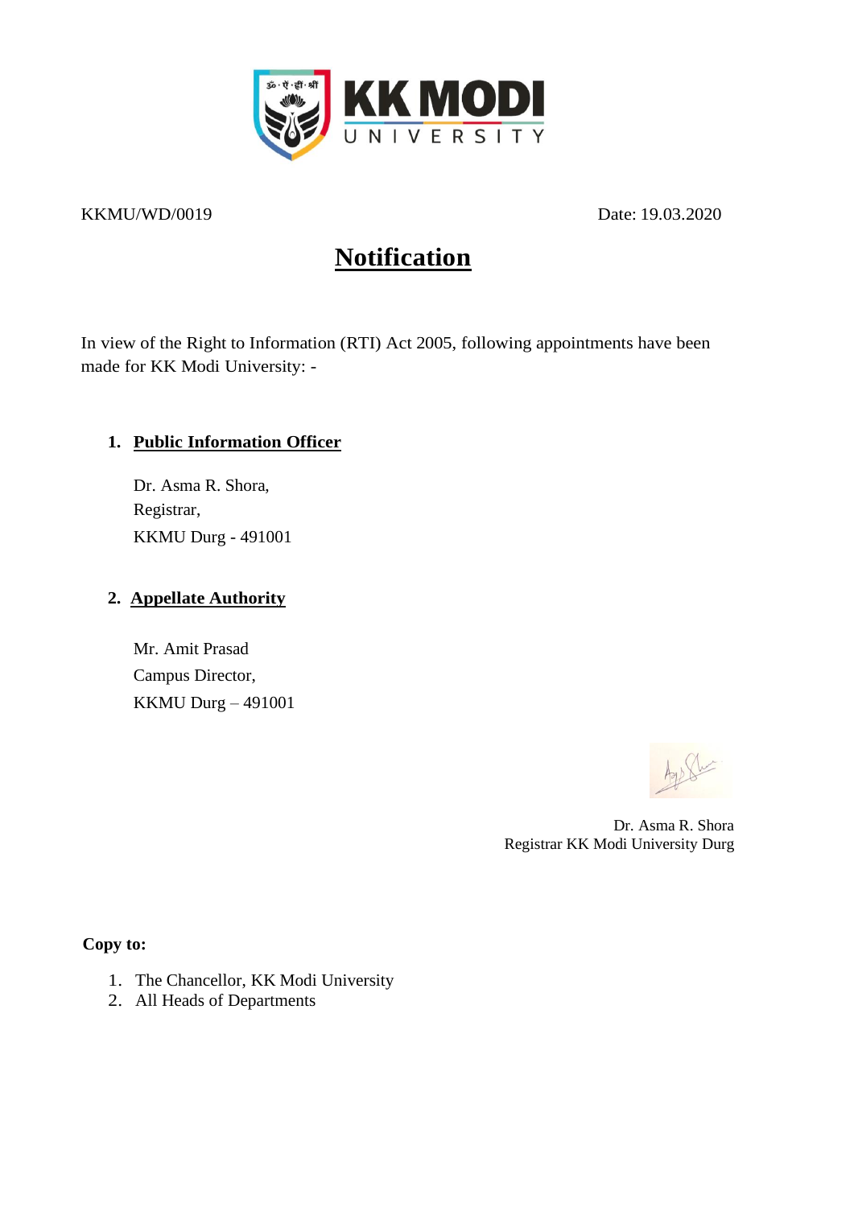KKMU/WD/0019 Date: 19.03.2020

# Notification

In view of the Right to Information (RTI) Act 2005, following appointments have been made for KK Modi University: -

1. **Public Information Officer**

   Dr. Asma R. Shora,
   Registrar,
   KKMU Durg - 491001

2. **Appellate Authority**

   Mr. Amit Prasad
   Campus Director,
   KKMU Durg – 491001

Dr. Asma R. Shora
Registrar KK Modi University Durg

**Copy to:**

1. The Chancellor, KK Modi University
2. All Heads of Departments